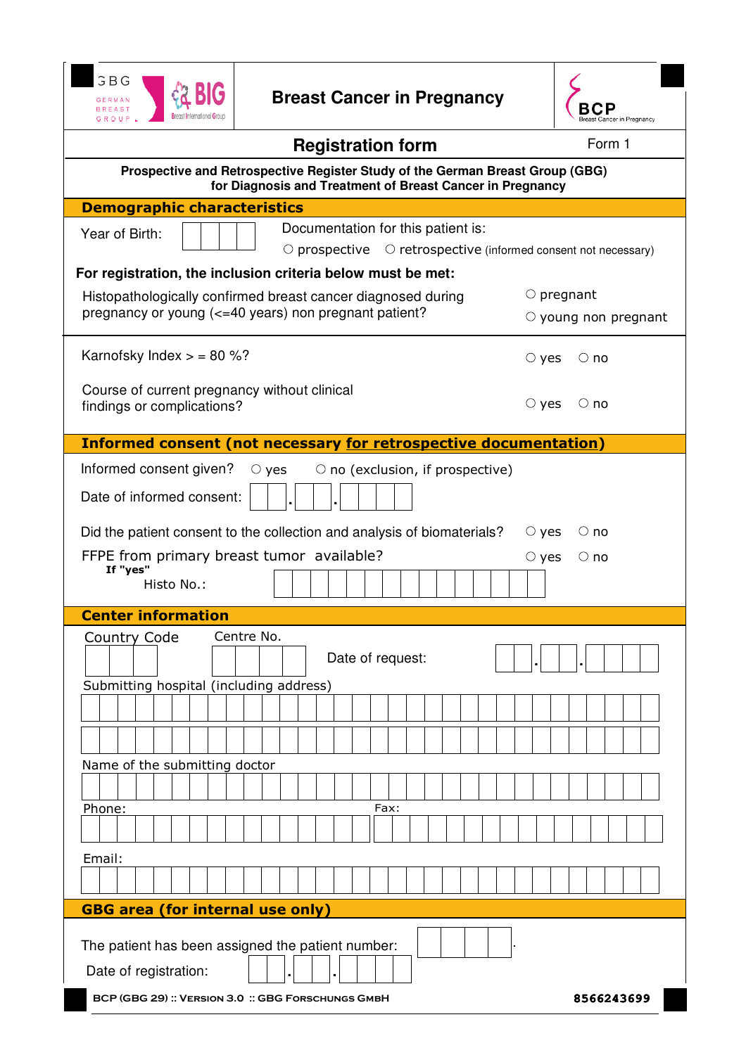# Breast Cancer in Pregnancy

## Registration form

Form 1

**Prospective and Retrospective Register Study of the German Breast Group (GBG) for Diagnosis and Treatment of Breast Cancer in Pregnancy**

## Demographic characteristics

Year of Birth: ☐☐☐☐

Documentation for this patient is:
○ prospective ○ retrospective (informed consent not necessary)

**For registration, the inclusion criteria below must be met:**

Histopathologically confirmed breast cancer diagnosed during pregnancy or young (<=40 years) non pregnant patient?
○ pregnant
○ young non pregnant

Karnofsky Index > = 80 %? ○ yes ○ no

Course of current pregnancy without clinical findings or complications? ○ yes ○ no

## Informed consent (not necessary for retrospective documentation)

Informed consent given? ○ yes ○ no (exclusion, if prospective)

Date of informed consent: ☐☐.☐☐.☐☐☐☐

Did the patient consent to the collection and analysis of biomaterials? ○ yes ○ no

FFPE from primary breast tumor available? ○ yes ○ no

**If "yes"**
Histo No.:

## Center information

Country Code ☐☐☐

Centre No. ☐☐☐☐

Date of request: ☐☐.☐☐.☐☐☐☐

Submitting hospital (including address)

Name of the submitting doctor

Phone:

Fax:

Email:

## GBG area (for internal use only)

The patient has been assigned the patient number: ☐☐☐☐.

Date of registration: ☐☐.☐☐.☐☐☐☐

BCP (GBG 29) :: Version 3.0 :: GBG Forschungs GmbH

8566243699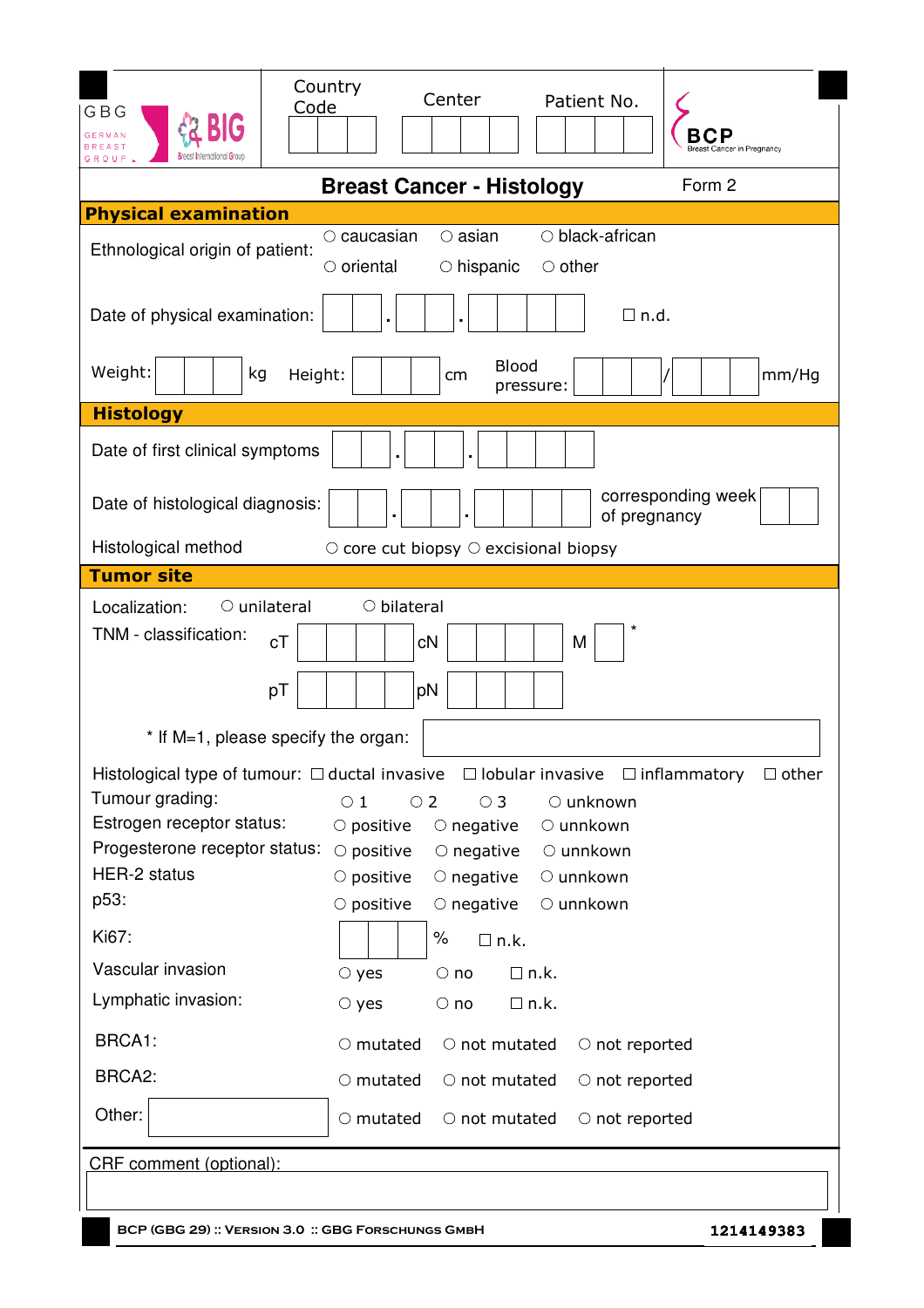GBG GERMAN BREAST GROUP | BIG Breast International Group

Country Code | Center | Patient No.

BCP Breast Cancer in Pregnancy

# Breast Cancer - Histology

Form 2

## Physical examination

Ethnological origin of patient: ○ caucasian ○ asian ○ black-african ○ oriental ○ hispanic ○ other

Date of physical examination: \_\_ . \_\_ . \_\_\_\_ ☐ n.d.

Weight: \_\_\_ kg Height: \_\_\_ cm Blood pressure: \_\_\_ / \_\_\_ mm/Hg

## Histology

Date of first clinical symptoms \_\_ . \_\_ . \_\_\_\_

Date of histological diagnosis: \_\_ . \_\_ . \_\_\_\_ corresponding week of pregnancy \_\_

Histological method ○ core cut biopsy ○ excisional biopsy

## Tumor site

Localization: ○ unilateral ○ bilateral

TNM - classification: cT \_\_\_\_ cN \_\_\_\_ M \_ *

pT \_\_\_\_ pN \_\_\_\_

* If M=1, please specify the organ: \_\_\_\_\_\_\_\_

Histological type of tumour: ☐ ductal invasive ☐ lobular invasive ☐ inflammatory ☐ other

Tumour grading: ○ 1 ○ 2 ○ 3 ○ unknown

Estrogen receptor status: ○ positive ○ negative ○ unnkown

Progesterone receptor status: ○ positive ○ negative ○ unnkown

HER-2 status ○ positive ○ negative ○ unnkown

p53: ○ positive ○ negative ○ unnkown

Ki67: \_\_\_ % ☐ n.k.

Vascular invasion ○ yes ○ no ☐ n.k.

Lymphatic invasion: ○ yes ○ no ☐ n.k.

BRCA1: ○ mutated ○ not mutated ○ not reported

BRCA2: ○ mutated ○ not mutated ○ not reported

Other: \_\_\_\_\_\_\_\_ ○ mutated ○ not mutated ○ not reported

CRF comment (optional):

BCP (GBG 29) :: Version 3.0 :: GBG Forschungs GmbH 1214149383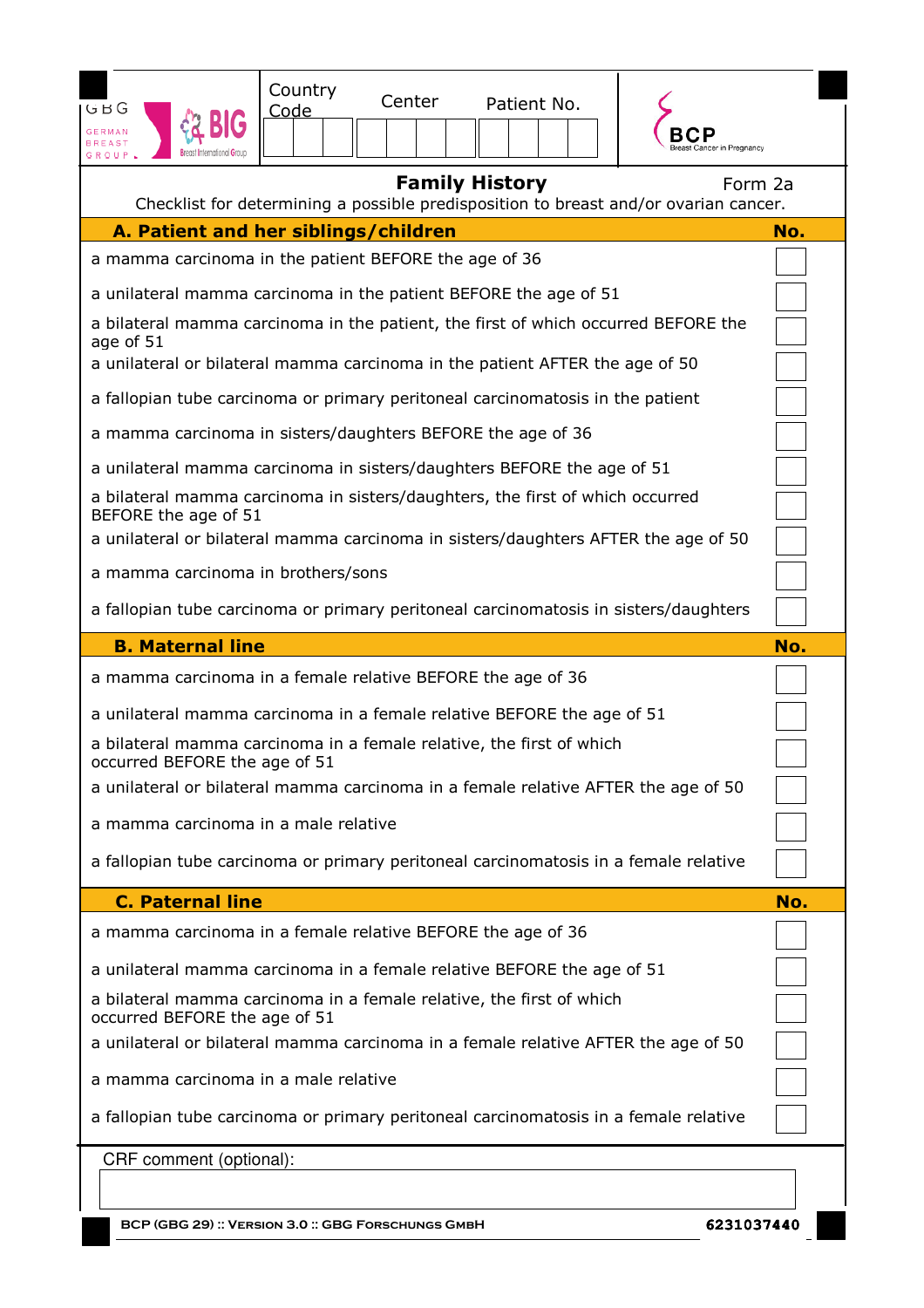| Country Code | Center | Patient No. |
|---|---|---|
| | | |

## Family History

Form 2a

Checklist for determining a possible predisposition to breast and/or ovarian cancer.

| A. Patient and her siblings/children | No. |
|---|---|
| a mamma carcinoma in the patient BEFORE the age of 36 | |
| a unilateral mamma carcinoma in the patient BEFORE the age of 51 | |
| a bilateral mamma carcinoma in the patient, the first of which occurred BEFORE the age of 51 | |
| a unilateral or bilateral mamma carcinoma in the patient AFTER the age of 50 | |
| a fallopian tube carcinoma or primary peritoneal carcinomatosis in the patient | |
| a mamma carcinoma in sisters/daughters BEFORE the age of 36 | |
| a unilateral mamma carcinoma in sisters/daughters BEFORE the age of 51 | |
| a bilateral mamma carcinoma in sisters/daughters, the first of which occurred BEFORE the age of 51 | |
| a unilateral or bilateral mamma carcinoma in sisters/daughters AFTER the age of 50 | |
| a mamma carcinoma in brothers/sons | |
| a fallopian tube carcinoma or primary peritoneal carcinomatosis in sisters/daughters | |

| B. Maternal line | No. |
|---|---|
| a mamma carcinoma in a female relative BEFORE the age of 36 | |
| a unilateral mamma carcinoma in a female relative BEFORE the age of 51 | |
| a bilateral mamma carcinoma in a female relative, the first of which occurred BEFORE the age of 51 | |
| a unilateral or bilateral mamma carcinoma in a female relative AFTER the age of 50 | |
| a mamma carcinoma in a male relative | |
| a fallopian tube carcinoma or primary peritoneal carcinomatosis in a female relative | |

| C. Paternal line | No. |
|---|---|
| a mamma carcinoma in a female relative BEFORE the age of 36 | |
| a unilateral mamma carcinoma in a female relative BEFORE the age of 51 | |
| a bilateral mamma carcinoma in a female relative, the first of which occurred BEFORE the age of 51 | |
| a unilateral or bilateral mamma carcinoma in a female relative AFTER the age of 50 | |
| a mamma carcinoma in a male relative | |
| a fallopian tube carcinoma or primary peritoneal carcinomatosis in a female relative | |

CRF comment (optional):

BCP (GBG 29) :: Version 3.0 :: GBG Forschungs GmbH

6231037440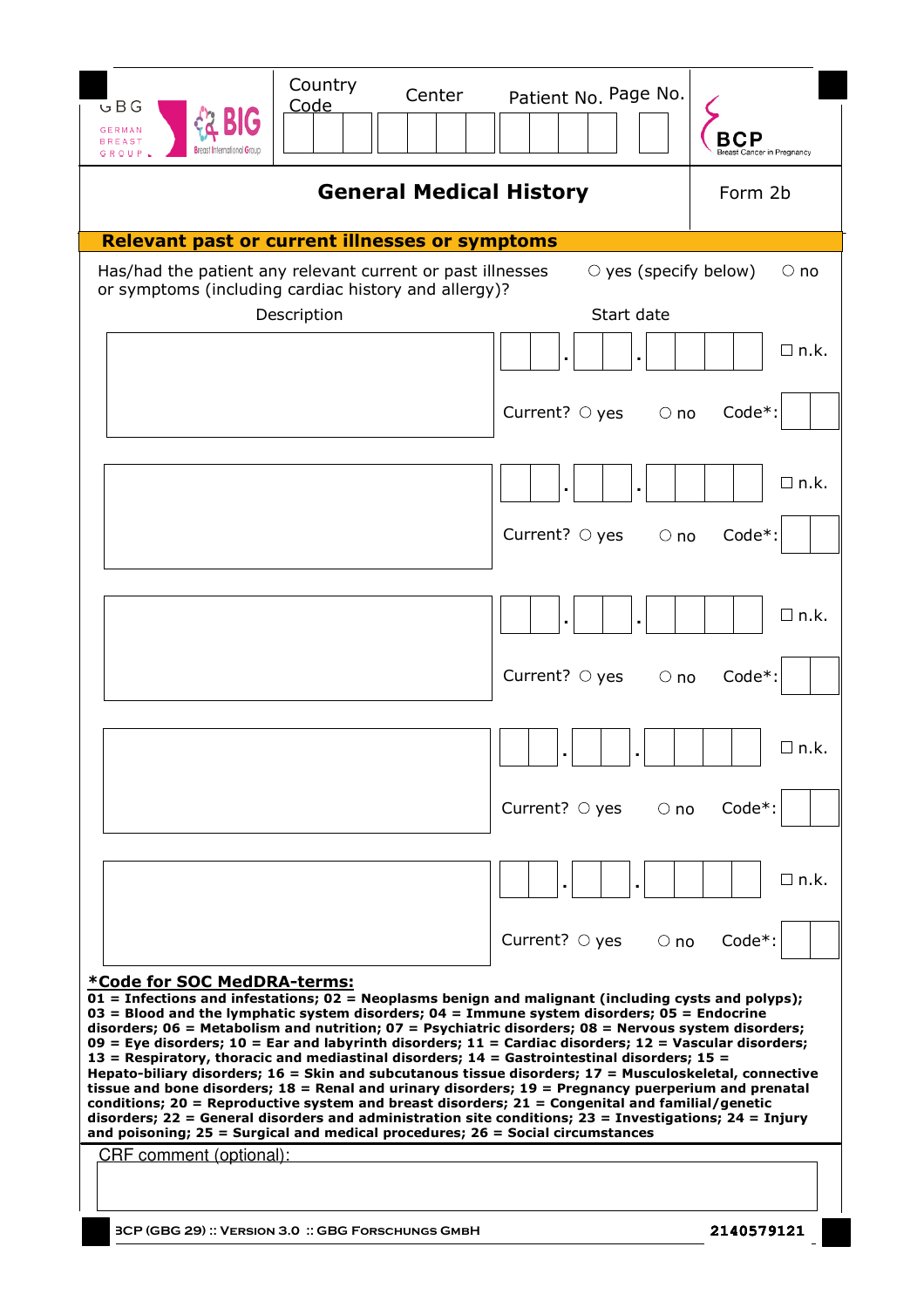| Country Code | Center | Patient No. | Page No. |
|---|---|---|---|
| | | | |

## General Medical History

Form 2b

### Relevant past or current illnesses or symptoms

Has/had the patient any relevant current or past illnesses or symptoms (including cardiac history and allergy)? ○ yes (specify below) ○ no

| Description | Start date | |
|---|---|---|
| | __ __ . __ __ . __ __ __ __ | ☐ n.k. |
| | Current? ○ yes ○ no | Code*: |
| | __ __ . __ __ . __ __ __ __ | ☐ n.k. |
| | Current? ○ yes ○ no | Code*: |
| | __ __ . __ __ . __ __ __ __ | ☐ n.k. |
| | Current? ○ yes ○ no | Code*: |
| | __ __ . __ __ . __ __ __ __ | ☐ n.k. |
| | Current? ○ yes ○ no | Code*: |
| | __ __ . __ __ . __ __ __ __ | ☐ n.k. |
| | Current? ○ yes ○ no | Code*: |

**\*Code for SOC MedDRA-terms:**

**01 = Infections and infestations; 02 = Neoplasms benign and malignant (including cysts and polyps); 03 = Blood and the lymphatic system disorders; 04 = Immune system disorders; 05 = Endocrine disorders; 06 = Metabolism and nutrition; 07 = Psychiatric disorders; 08 = Nervous system disorders; 09 = Eye disorders; 10 = Ear and labyrinth disorders; 11 = Cardiac disorders; 12 = Vascular disorders; 13 = Respiratory, thoracic and mediastinal disorders; 14 = Gastrointestinal disorders; 15 = Hepato-biliary disorders; 16 = Skin and subcutanous tissue disorders; 17 = Musculoskeletal, connective tissue and bone disorders; 18 = Renal and urinary disorders; 19 = Pregnancy puerperium and prenatal conditions; 20 = Reproductive system and breast disorders; 21 = Congenital and familial/genetic disorders; 22 = General disorders and administration site conditions; 23 = Investigations; 24 = Injury and poisoning; 25 = Surgical and medical procedures; 26 = Social circumstances**

CRF comment (optional):

BCP (GBG 29) :: Version 3.0 :: GBG Forschungs GmbH — 2140579121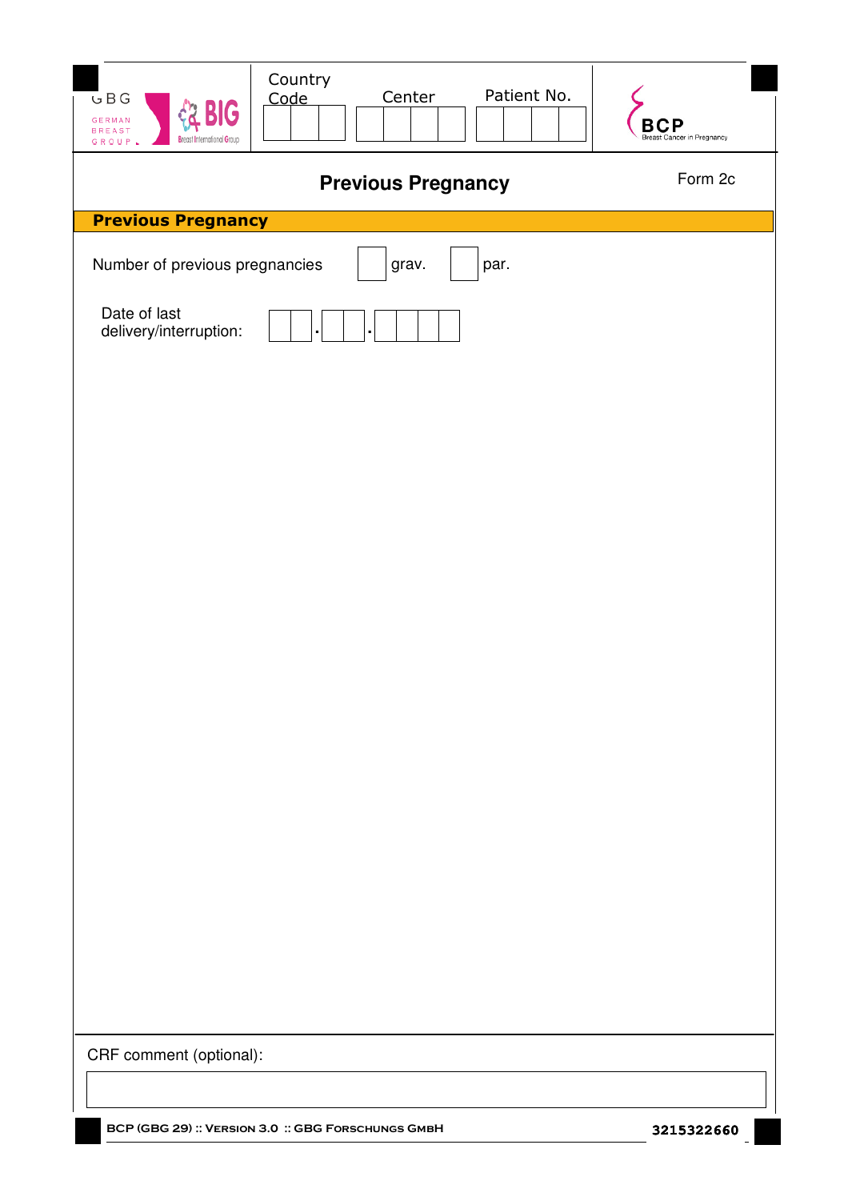| Country Code | Center | Patient No. |
|---|---|---|
| | | |

# Previous Pregnancy

Form 2c

## Previous Pregnancy

Number of previous pregnancies [ ] grav. [ ] par.

Date of last delivery/interruption: [ ][ ].[ ][ ].[ ][ ][ ][ ]

CRF comment (optional):

BCP (GBG 29) :: Version 3.0 :: GBG Forschungs GmbH

3215322660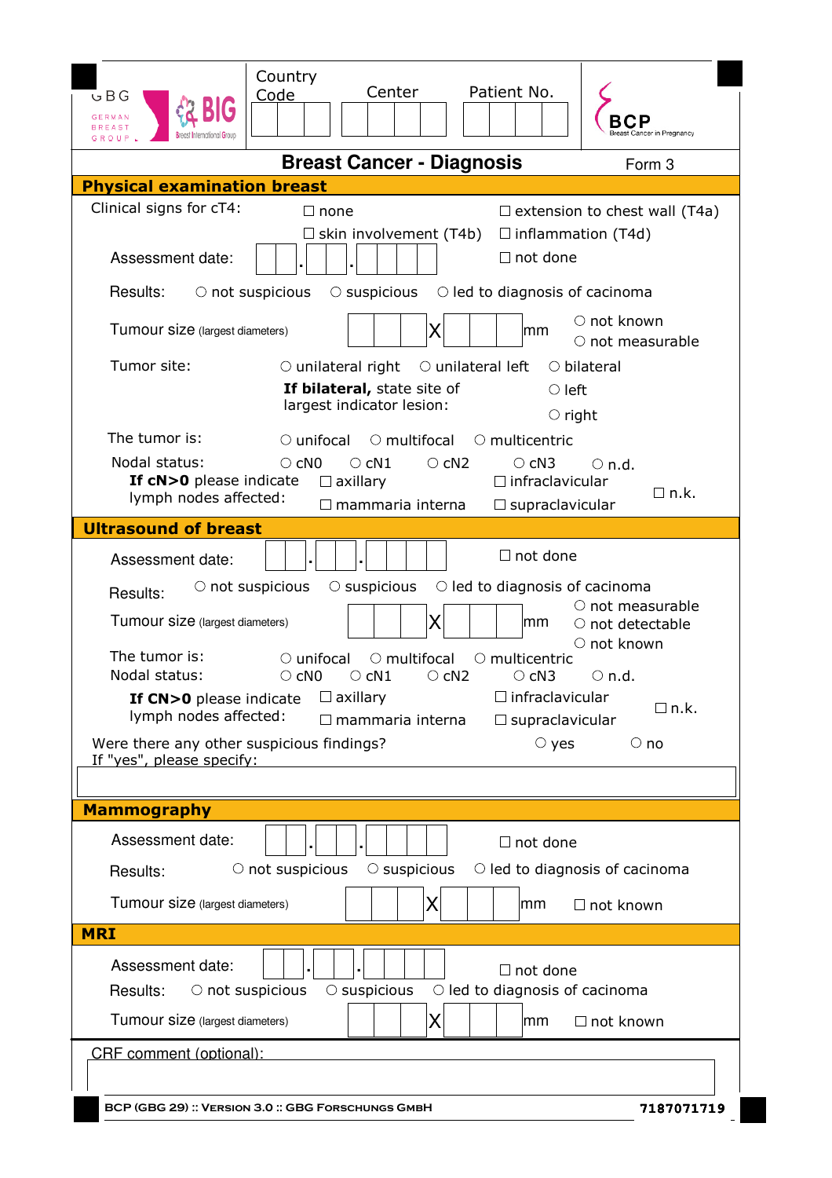GBG GERMAN BREAST GROUP | BIG Breast International Group

| Country Code | Center | Patient No. |
|---|---|---|
| | | |

BCP Breast Cancer in Pregnancy

# Breast Cancer - Diagnosis

Form 3

## Physical examination breast

Clinical signs for cT4: ☐ none ☐ extension to chest wall (T4a) ☐ skin involvement (T4b) ☐ inflammation (T4d) ☐ not done

Assessment date: __ __ . __ __ . __ __ __ __

Results: ○ not suspicious ○ suspicious ○ led to diagnosis of cacinoma

Tumour size (largest diameters) ___ X ___ mm ○ not known ○ not measurable

Tumor site: ○ unilateral right ○ unilateral left ○ bilateral

**If bilateral,** state site of largest indicator lesion: ○ left ○ right

The tumor is: ○ unifocal ○ multifocal ○ multicentric

Nodal status: ○ cN0 ○ cN1 ○ cN2 ○ cN3 ○ n.d.

**If cN>0** please indicate lymph nodes affected: ☐ axillary ☐ infraclavicular ☐ mammaria interna ☐ supraclavicular ☐ n.k.

## Ultrasound of breast

Assessment date: __ __ . __ __ . __ __ __ __ ☐ not done

Results: ○ not suspicious ○ suspicious ○ led to diagnosis of cacinoma

Tumour size (largest diameters) ___ X ___ mm ○ not measurable ○ not detectable ○ not known

The tumor is: ○ unifocal ○ multifocal ○ multicentric

Nodal status: ○ cN0 ○ cN1 ○ cN2 ○ cN3 ○ n.d.

**If CN>0** please indicate lymph nodes affected: ☐ axillary ☐ infraclavicular ☐ mammaria interna ☐ supraclavicular ☐ n.k.

Were there any other suspicious findings? ○ yes ○ no

If "yes", please specify:

## Mammography

Assessment date: __ __ . __ __ . __ __ __ __ ☐ not done

Results: ○ not suspicious ○ suspicious ○ led to diagnosis of cacinoma

Tumour size (largest diameters) ___ X ___ mm ☐ not known

## MRI

Assessment date: __ __ . __ __ . __ __ __ __ ☐ not done

Results: ○ not suspicious ○ suspicious ○ led to diagnosis of cacinoma

Tumour size (largest diameters) ___ X ___ mm ☐ not known

CRF comment (optional):

BCP (GBG 29) :: Version 3.0 :: GBG Forschungs GmbH

7187071719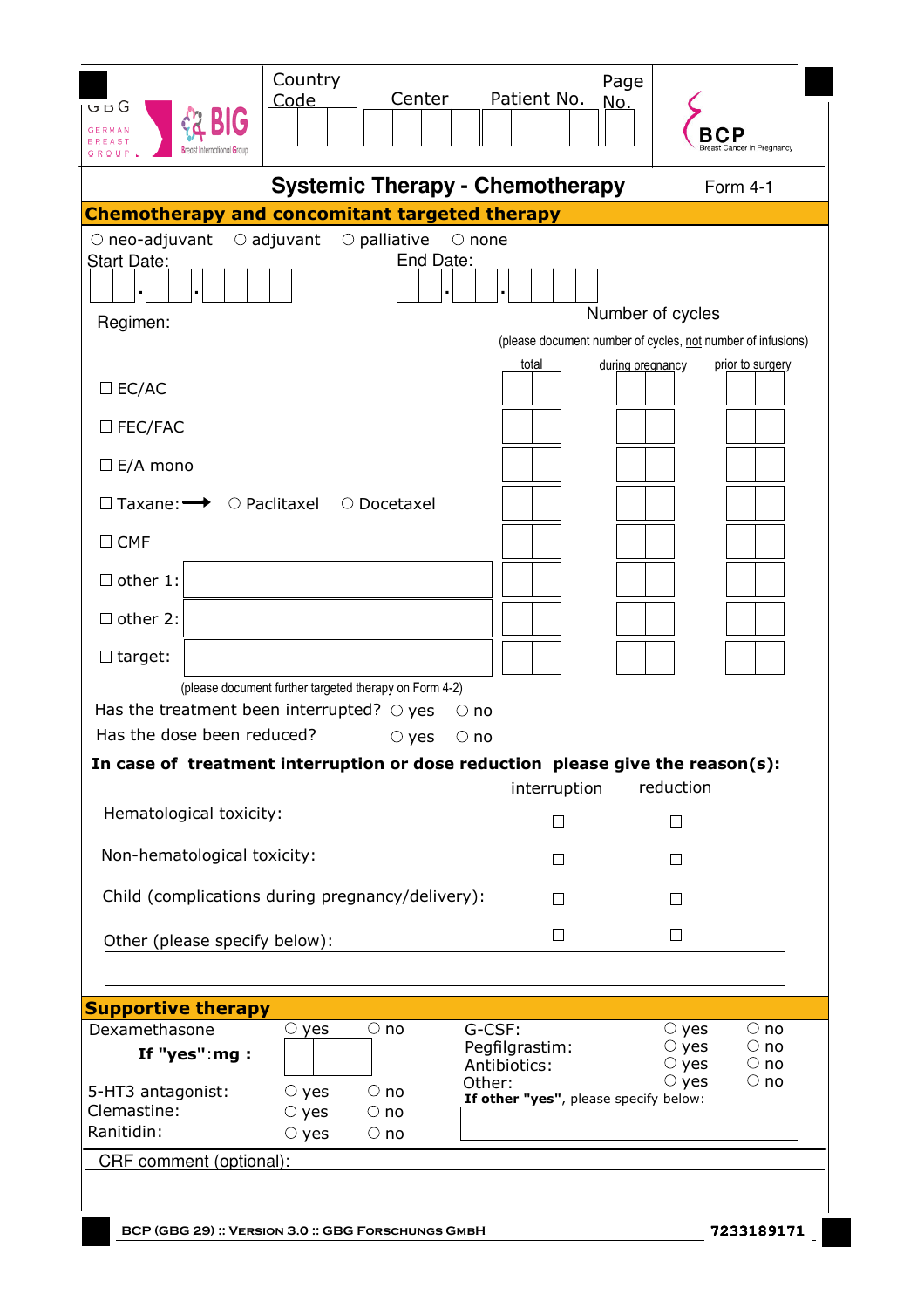| Country Code | Center | Patient No. | Page No. |
|---|---|---|---|
| | | | |

# Systemic Therapy - Chemotherapy

Form 4-1

## Chemotherapy and concomitant targeted therapy

○ neo-adjuvant ○ adjuvant ○ palliative ○ none

Start Date: __ __ . __ __ . __ __ __ __  End Date: __ __ . __ __ . __ __ __ __

Number of cycles

(please document number of cycles, not number of infusions)

| Regimen: | | total | during pregnancy | prior to surgery |
|---|---|---|---|---|
| ☐ EC/AC | | | | |
| ☐ FEC/FAC | | | | |
| ☐ E/A mono | | | | |
| ☐ Taxane: ⟶ | ○ Paclitaxel ○ Docetaxel | | | |
| ☐ CMF | | | | |
| ☐ other 1: | | | | |
| ☐ other 2: | | | | |
| ☐ target: | | | | |

(please document further targeted therapy on Form 4-2)

Has the treatment been interrupted? ○ yes ○ no

Has the dose been reduced? ○ yes ○ no

**In case of treatment interruption or dose reduction please give the reason(s):**

| | interruption | reduction |
|---|---|---|
| Hematological toxicity: | ☐ | ☐ |
| Non-hematological toxicity: | ☐ | ☐ |
| Child (complications during pregnancy/delivery): | ☐ | ☐ |
| Other (please specify below): | ☐ | ☐ |

## Supportive therapy

| | | | | | |
|---|---|---|---|---|---|
| Dexamethasone | ○ yes | ○ no | G-CSF: | ○ yes | ○ no |
| **If "yes":mg :** | | | Pegfilgrastim: | ○ yes | ○ no |
| | | | Antibiotics: | ○ yes | ○ no |
| 5-HT3 antagonist: | ○ yes | ○ no | Other: | ○ yes | ○ no |
| Clemastine: | ○ yes | ○ no | **If other "yes"**, please specify below: | | |
| Ranitidin: | ○ yes | ○ no | | | |

CRF comment (optional):

BCP (GBG 29) :: Version 3.0 :: GBG Forschungs GmbH

7233189171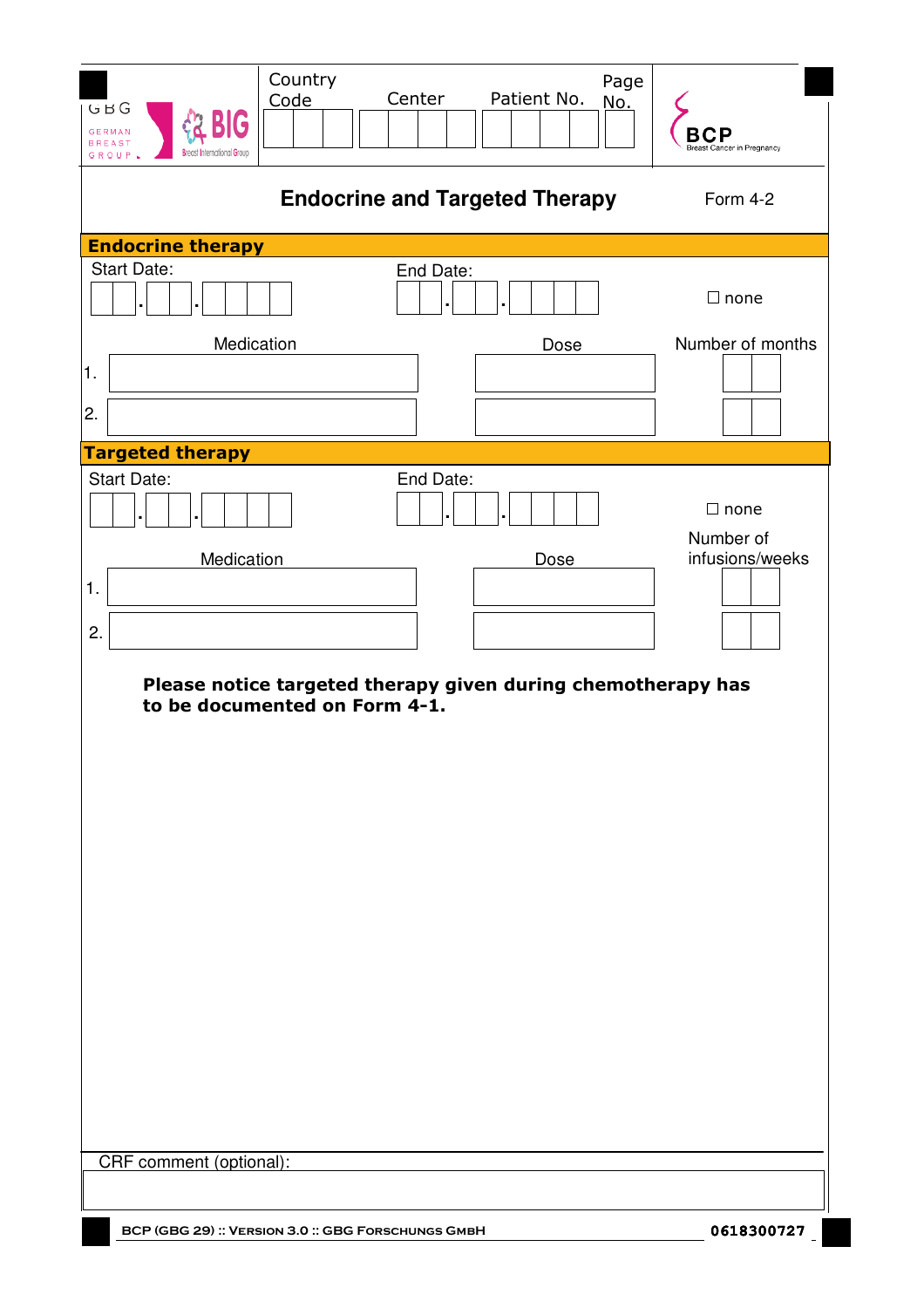| Country Code | Center | Patient No. | Page No. |
|---|---|---|---|
| | | | |

GBG GERMAN BREAST GROUP · BIG Breast International Group · BCP Breast Cancer in Pregnancy

# Endocrine and Targeted Therapy

Form 4-2

## Endocrine therapy

Start Date: __ . __ . ____ End Date: __ . __ . ____ ☐ none

| | Medication | Dose | Number of months |
|---|---|---|---|
| 1. | | | |
| 2. | | | |

## Targeted therapy

Start Date: __ . __ . ____ End Date: __ . __ . ____ ☐ none

| | Medication | Dose | Number of infusions/weeks |
|---|---|---|---|
| 1. | | | |
| 2. | | | |

**Please notice targeted therapy given during chemotherapy has to be documented on Form 4-1.**

CRF comment (optional):

BCP (GBG 29) :: Version 3.0 :: GBG Forschungs GmbH

0618300727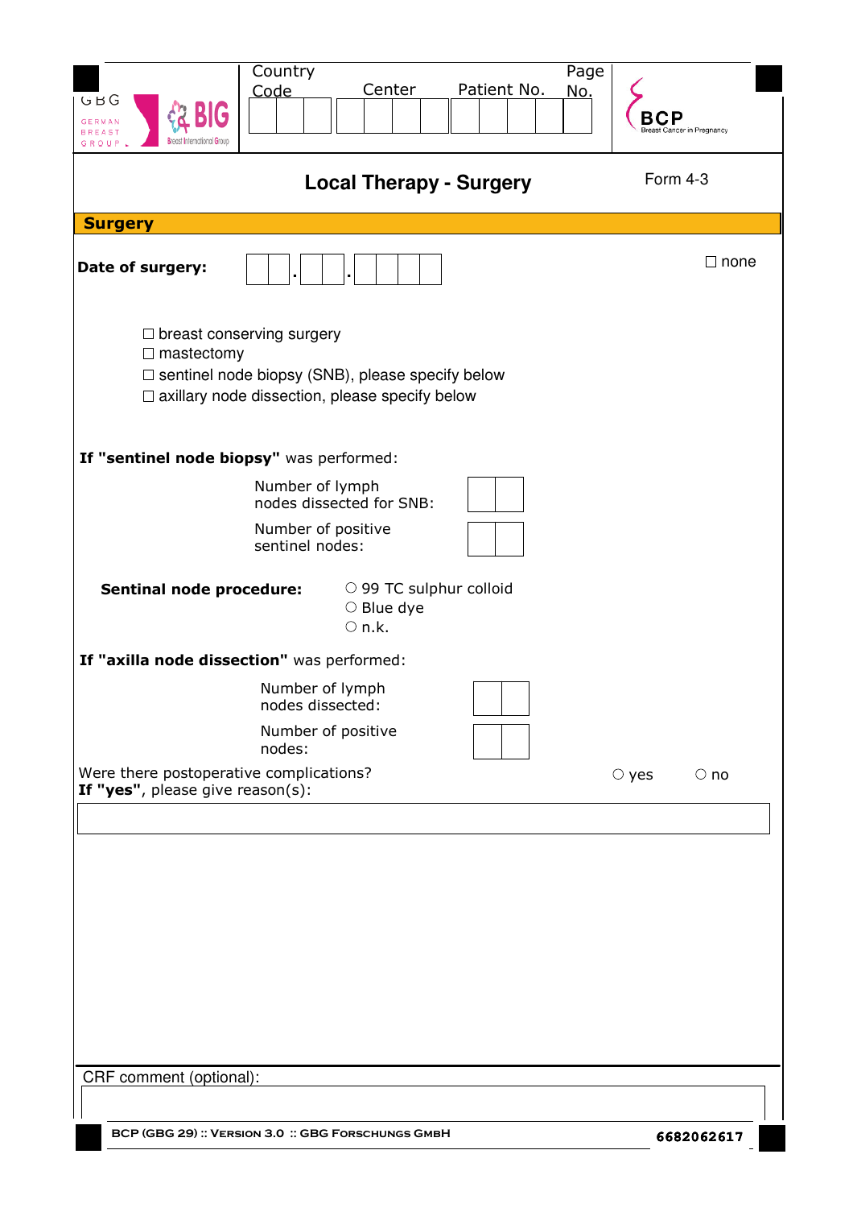| Country Code | Center | Patient No. | Page No. |
|---|---|---|---|
| | | | |

# Local Therapy - Surgery

Form 4-3

## Surgery

**Date of surgery:** __ __ . __ __ . __ __ __ __ ☐ none

☐ breast conserving surgery
☐ mastectomy
☐ sentinel node biopsy (SNB), please specify below
☐ axillary node dissection, please specify below

**If "sentinel node biopsy"** was performed:

Number of lymph nodes dissected for SNB: __ __

Number of positive sentinel nodes: __ __

**Sentinal node procedure:**
○ 99 TC sulphur colloid
○ Blue dye
○ n.k.

**If "axilla node dissection"** was performed:

Number of lymph nodes dissected: __ __

Number of positive nodes: __ __

Were there postoperative complications? ○ yes ○ no
**If "yes"**, please give reason(s):

CRF comment (optional):

BCP (GBG 29) :: Version 3.0 :: GBG Forschungs GmbH

6682062617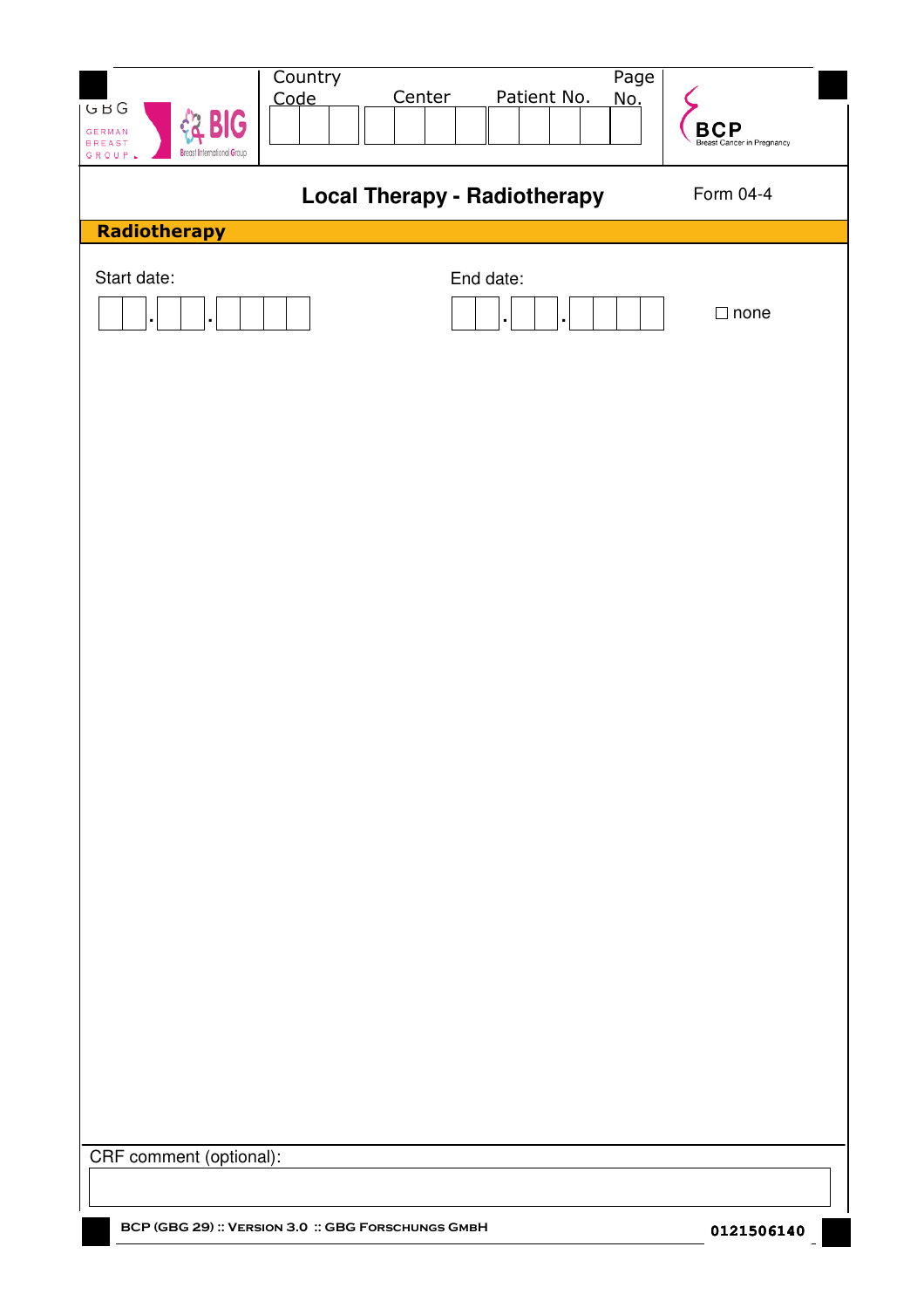| Country Code | Center | Patient No. | Page No. |
| --- | --- | --- | --- |
| | | | |

# Local Therapy - Radiotherapy

Form 04-4

## Radiotherapy

Start date: __ __ . __ __ . __ __ __ __

End date: __ __ . __ __ . __ __ __ __

☐ none

CRF comment (optional):

BCP (GBG 29) :: Version 3.0 :: GBG Forschungs GmbH

0121506140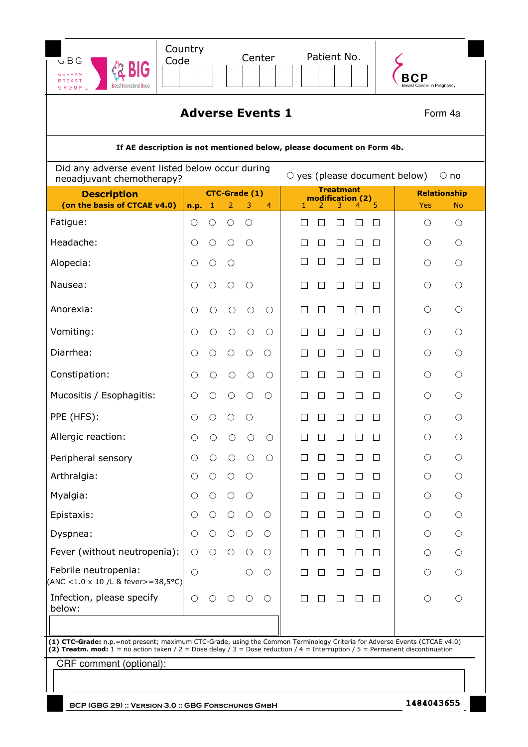GBG GERMAN BREAST GROUP | BIG Breast International Group

Country Code | Center | Patient No.

BCP Breast Cancer in Pregnancy

# Adverse Events 1

Form 4a

**If AE description is not mentioned below, please document on Form 4b.**

Did any adverse event listed below occur during neoadjuvant chemotherapy? ○ yes (please document below) ○ no

| Description (on the basis of CTCAE v4.0) | CTC-Grade (1) | | | | | Treatment modification (2) | | | | | Relationship | |
|---|---|---|---|---|---|---|---|---|---|---|---|---|
| | n.p. | 1 | 2 | 3 | 4 | 1 | 2 | 3 | 4 | 5 | Yes | No |
| Fatigue: | ○ | ○ | ○ | ○ | | ☐ | ☐ | ☐ | ☐ | ☐ | ○ | ○ |
| Headache: | ○ | ○ | ○ | ○ | | ☐ | ☐ | ☐ | ☐ | ☐ | ○ | ○ |
| Alopecia: | ○ | ○ | ○ | | | ☐ | ☐ | ☐ | ☐ | ☐ | ○ | ○ |
| Nausea: | ○ | ○ | ○ | ○ | | ☐ | ☐ | ☐ | ☐ | ☐ | ○ | ○ |
| Anorexia: | ○ | ○ | ○ | ○ | ○ | ☐ | ☐ | ☐ | ☐ | ☐ | ○ | ○ |
| Vomiting: | ○ | ○ | ○ | ○ | ○ | ☐ | ☐ | ☐ | ☐ | ☐ | ○ | ○ |
| Diarrhea: | ○ | ○ | ○ | ○ | ○ | ☐ | ☐ | ☐ | ☐ | ☐ | ○ | ○ |
| Constipation: | ○ | ○ | ○ | ○ | ○ | ☐ | ☐ | ☐ | ☐ | ☐ | ○ | ○ |
| Mucositis / Esophagitis: | ○ | ○ | ○ | ○ | ○ | ☐ | ☐ | ☐ | ☐ | ☐ | ○ | ○ |
| PPE (HFS): | ○ | ○ | ○ | ○ | | ☐ | ☐ | ☐ | ☐ | ☐ | ○ | ○ |
| Allergic reaction: | ○ | ○ | ○ | ○ | ○ | ☐ | ☐ | ☐ | ☐ | ☐ | ○ | ○ |
| Peripheral sensory | ○ | ○ | ○ | ○ | ○ | ☐ | ☐ | ☐ | ☐ | ☐ | ○ | ○ |
| Arthralgia: | ○ | ○ | ○ | ○ | | ☐ | ☐ | ☐ | ☐ | ☐ | ○ | ○ |
| Myalgia: | ○ | ○ | ○ | ○ | | ☐ | ☐ | ☐ | ☐ | ☐ | ○ | ○ |
| Epistaxis: | ○ | ○ | ○ | ○ | ○ | ☐ | ☐ | ☐ | ☐ | ☐ | ○ | ○ |
| Dyspnea: | ○ | ○ | ○ | ○ | ○ | ☐ | ☐ | ☐ | ☐ | ☐ | ○ | ○ |
| Fever (without neutropenia): | ○ | ○ | ○ | ○ | ○ | ☐ | ☐ | ☐ | ☐ | ☐ | ○ | ○ |
| Febrile neutropenia: (ANC <1.0 x 10 /L & fever>=38,5°C) | ○ | | | ○ | ○ | ☐ | ☐ | ☐ | ☐ | ☐ | ○ | ○ |
| Infection, please specify below: | ○ | ○ | ○ | ○ | ○ | ☐ | ☐ | ☐ | ☐ | ☐ | ○ | ○ |

**(1) CTC-Grade:** n.p.=not present; maximum CTC-Grade, using the Common Terminology Criteria for Adverse Events (CTCAE v4.0)
**(2) Treatm. mod:** 1 = no action taken / 2 = Dose delay / 3 = Dose reduction / 4 = Interruption / 5 = Permanent discontinuation

CRF comment (optional):

BCP (GBG 29) :: Version 3.0 :: GBG Forschungs GmbH

1484043655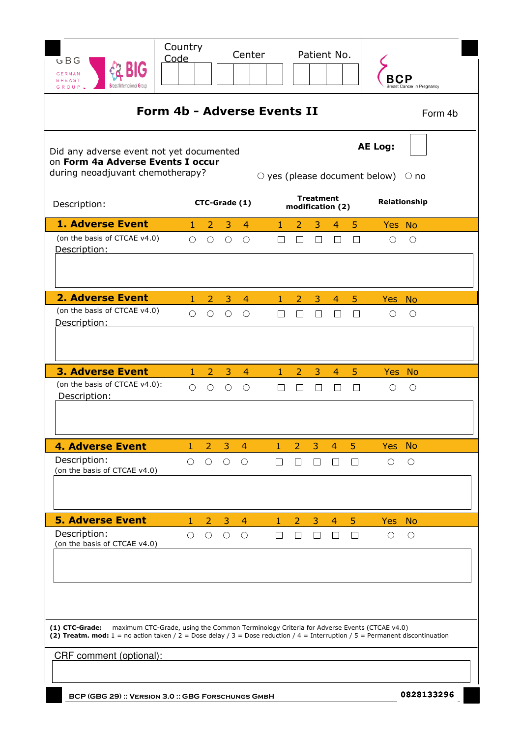GBG GERMAN BREAST GROUP | BIG Breast International Group | Country Code | Center | Patient No. | BCP Breast Cancer in Pregnancy

# Form 4b - Adverse Events II

Form 4b

Did any adverse event not yet documented on **Form 4a Adverse Events I occur** during neoadjuvant chemotherapy?

**AE Log:** ☐

○ yes (please document below) ○ no

| Description: | CTC-Grade (1) | | | | Treatment modification (2) | | | | | Relationship | |
|---|---|---|---|---|---|---|---|---|---|---|---|
| **1. Adverse Event** | 1 | 2 | 3 | 4 | 1 | 2 | 3 | 4 | 5 | Yes | No |
| (on the basis of CTCAE v4.0) | ○ | ○ | ○ | ○ | ☐ | ☐ | ☐ | ☐ | ☐ | ○ | ○ |
| Description: | | | | | | | | | | | |
| **2. Adverse Event** | 1 | 2 | 3 | 4 | 1 | 2 | 3 | 4 | 5 | Yes | No |
| (on the basis of CTCAE v4.0) | ○ | ○ | ○ | ○ | ☐ | ☐ | ☐ | ☐ | ☐ | ○ | ○ |
| Description: | | | | | | | | | | | |
| **3. Adverse Event** | 1 | 2 | 3 | 4 | 1 | 2 | 3 | 4 | 5 | Yes | No |
| (on the basis of CTCAE v4.0): | ○ | ○ | ○ | ○ | ☐ | ☐ | ☐ | ☐ | ☐ | ○ | ○ |
| Description: | | | | | | | | | | | |
| **4. Adverse Event** | 1 | 2 | 3 | 4 | 1 | 2 | 3 | 4 | 5 | Yes | No |
| Description: (on the basis of CTCAE v4.0) | ○ | ○ | ○ | ○ | ☐ | ☐ | ☐ | ☐ | ☐ | ○ | ○ |
| **5. Adverse Event** | 1 | 2 | 3 | 4 | 1 | 2 | 3 | 4 | 5 | Yes | No |
| Description: (on the basis of CTCAE v4.0) | ○ | ○ | ○ | ○ | ☐ | ☐ | ☐ | ☐ | ☐ | ○ | ○ |

**(1) CTC-Grade:** maximum CTC-Grade, using the Common Terminology Criteria for Adverse Events (CTCAE v4.0)
**(2) Treatm. mod:** 1 = no action taken / 2 = Dose delay / 3 = Dose reduction / 4 = Interruption / 5 = Permanent discontinuation

CRF comment (optional):

BCP (GBG 29) :: Version 3.0 :: GBG Forschungs GmbH

0828133296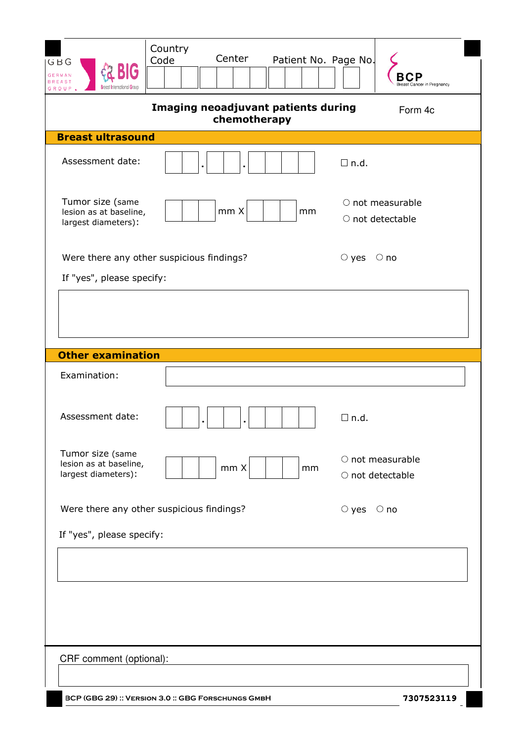| GBG German Breast Group / BIG Breast International Group | Country Code | Center | Patient No. | Page No. | BCP Breast Cancer in Pregnancy |
|---|---|---|---|---|---|

## Imaging neoadjuvant patients during chemotherapy

Form 4c

### Breast ultrasound

Assessment date: ☐☐ . ☐☐ . ☐☐☐☐ ☐ n.d.

Tumor size (same lesion as at baseline, largest diameters): ☐☐☐ mm X ☐☐☐ mm ○ not measurable ○ not detectable

Were there any other suspicious findings? ○ yes ○ no

If "yes", please specify:

### Other examination

Examination:

Assessment date: ☐☐ . ☐☐ . ☐☐☐☐ ☐ n.d.

Tumor size (same lesion as at baseline, largest diameters): ☐☐☐ mm X ☐☐☐ mm ○ not measurable ○ not detectable

Were there any other suspicious findings? ○ yes ○ no

If "yes", please specify:

CRF comment (optional):

BCP (GBG 29) :: Version 3.0 :: GBG Forschungs GmbH 7307523119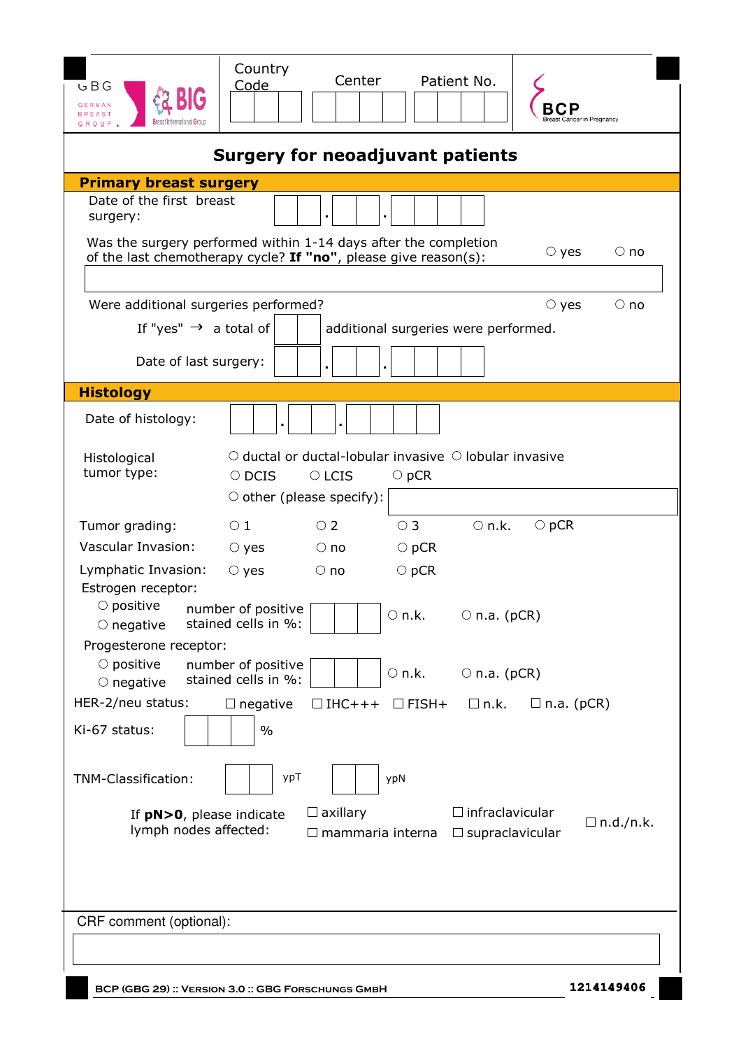| GBG German Breast Group / BIG Breast International Group | Country Code | Center | Patient No. | BCP Breast Cancer in Pregnancy |
|---|---|---|---|---|

# Surgery for neoadjuvant patients

## Primary breast surgery

Date of the first breast surgery: __ __ . __ __ . __ __ __ __

Was the surgery performed within 1-14 days after the completion of the last chemotherapy cycle? **If "no"**, please give reason(s): ○ yes ○ no

Were additional surgeries performed? ○ yes ○ no

If "yes" → a total of __ __ additional surgeries were performed.

Date of last surgery: __ __ . __ __ . __ __ __ __

## Histology

Date of histology: __ __ . __ __ . __ __ __ __

Histological tumor type: ○ ductal or ductal-lobular invasive ○ lobular invasive ○ DCIS ○ LCIS ○ pCR ○ other (please specify): ______

Tumor grading: ○ 1 ○ 2 ○ 3 ○ n.k. ○ pCR

Vascular Invasion: ○ yes ○ no ○ pCR

Lymphatic Invasion: ○ yes ○ no ○ pCR

Estrogen receptor:
○ positive ○ negative — number of positive stained cells in %: __ __ __ ○ n.k. ○ n.a. (pCR)

Progesterone receptor:
○ positive ○ negative — number of positive stained cells in %: __ __ __ ○ n.k. ○ n.a. (pCR)

HER-2/neu status: ☐ negative ☐ IHC+++ ☐ FISH+ ☐ n.k. ☐ n.a. (pCR)

Ki-67 status: __ __ __ %

TNM-Classification: ypT __ __ ypN __ __

If **pN>0**, please indicate lymph nodes affected: ☐ axillary ☐ mammaria interna ☐ infraclavicular ☐ supraclavicular ☐ n.d./n.k.

CRF comment (optional):

BCP (GBG 29) :: Version 3.0 :: GBG Forschungs GmbH 1214149406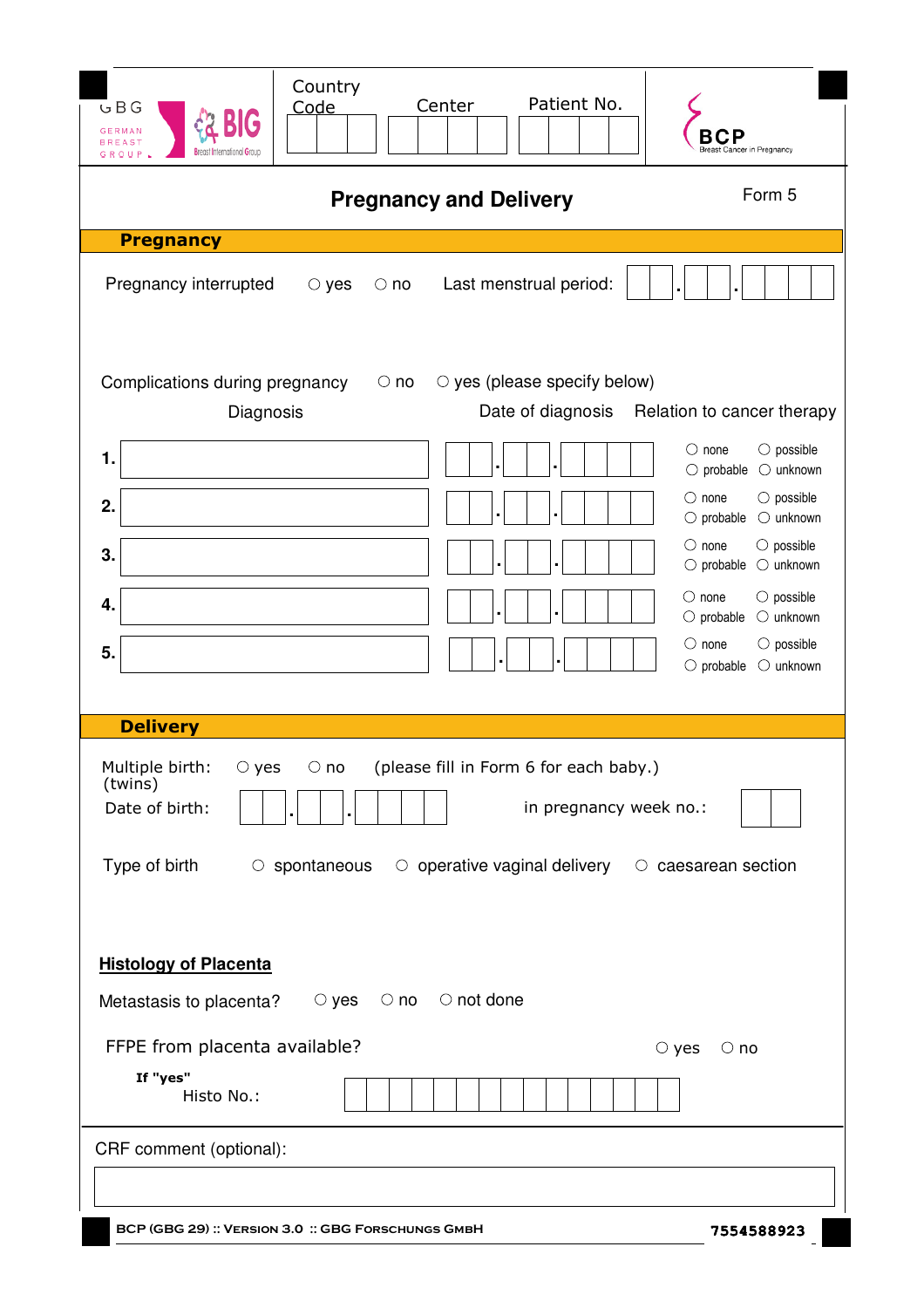GBG GERMAN BREAST GROUP | BIG Breast International Group

| Country Code | Center | Patient No. |
|---|---|---|
| | | |

BCP Breast Cancer in Pregnancy

# Pregnancy and Delivery

Form 5

## Pregnancy

Pregnancy interrupted ○ yes ○ no    Last menstrual period: __ __ . __ __ . __ __ __ __

Complications during pregnancy ○ no ○ yes (please specify below)

| | Diagnosis | Date of diagnosis | Relation to cancer therapy |
|---|---|---|---|
| 1. | | __ __ . __ __ . __ __ __ __ | ○ none ○ possible ○ probable ○ unknown |
| 2. | | __ __ . __ __ . __ __ __ __ | ○ none ○ possible ○ probable ○ unknown |
| 3. | | __ __ . __ __ . __ __ __ __ | ○ none ○ possible ○ probable ○ unknown |
| 4. | | __ __ . __ __ . __ __ __ __ | ○ none ○ possible ○ probable ○ unknown |
| 5. | | __ __ . __ __ . __ __ __ __ | ○ none ○ possible ○ probable ○ unknown |

## Delivery

Multiple birth: (twins) ○ yes ○ no (please fill in Form 6 for each baby.)

Date of birth: __ __ . __ __ . __ __ __ __    in pregnancy week no.: __ __

Type of birth ○ spontaneous ○ operative vaginal delivery ○ caesarean section

### Histology of Placenta

Metastasis to placenta? ○ yes ○ no ○ not done

FFPE from placenta available? ○ yes ○ no

**If "yes"**
Histo No.: __ __ __ __ __ __ __ __ __ __ __ __ __ __ __

CRF comment (optional):

BCP (GBG 29) :: Version 3.0 :: GBG Forschungs GmbH    7554588923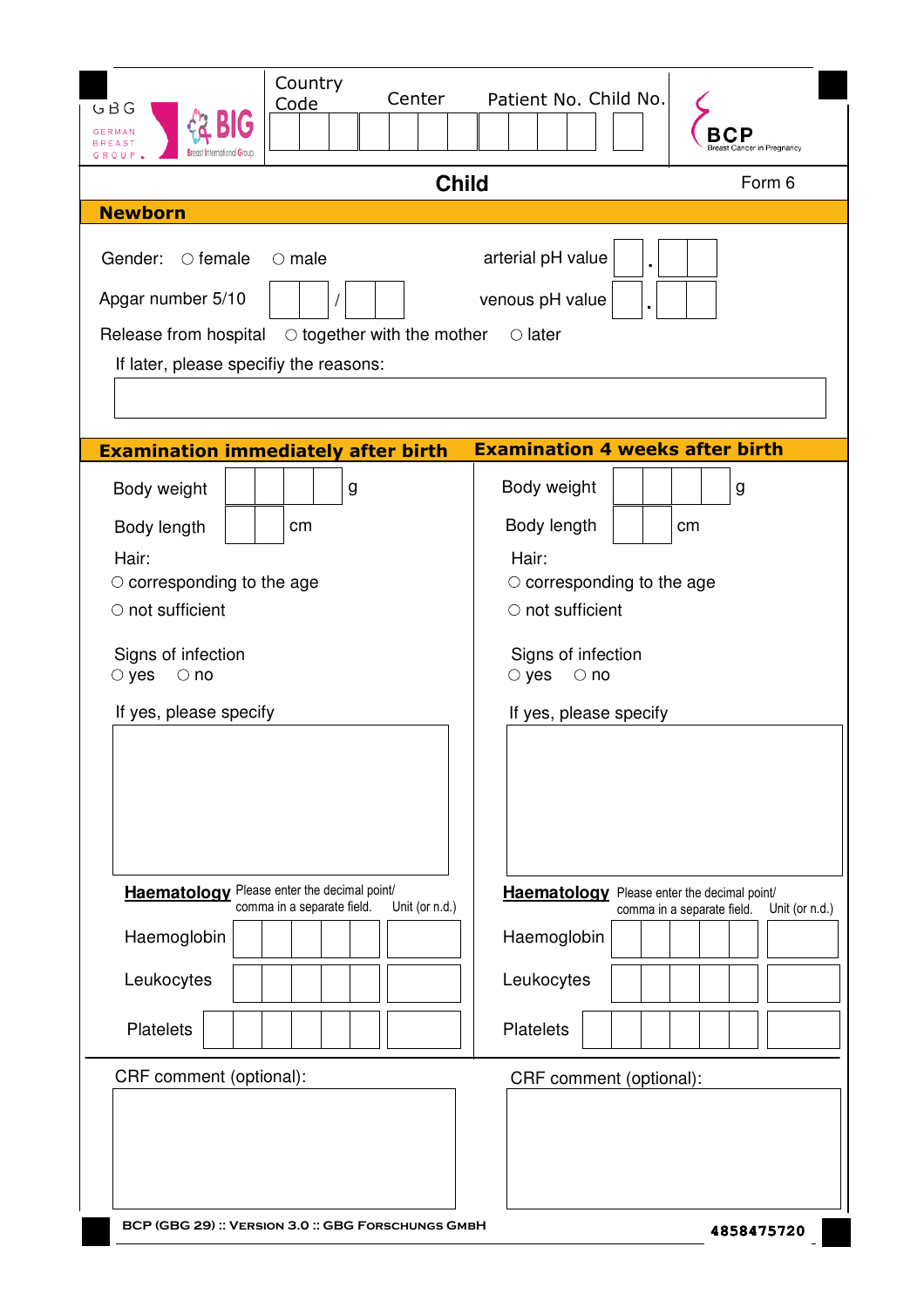GBG GERMAN BREAST GROUP | BIG Breast International Group

| Country Code | Center | Patient No. | Child No. |
| --- | --- | --- | --- |
| | | | |

BCP Breast Cancer in Pregnancy

# Child

Form 6

## Newborn

Gender: ○ female ○ male

arterial pH value ☐ . ☐☐

Apgar number 5/10 ☐☐ / ☐☐

venous pH value ☐ . ☐☐

Release from hospital ○ together with the mother ○ later

If later, please specifiy the reasons:

## Examination immediately after birth

Body weight ☐☐☐☐ g

Body length ☐☐ cm

Hair:

○ corresponding to the age

○ not sufficient

Signs of infection

○ yes ○ no

If yes, please specify

**Haematology** Please enter the decimal point/ comma in a separate field.

| | Value | Unit (or n.d.) |
| --- | --- | --- |
| Haemoglobin | | |
| Leukocytes | | |
| Platelets | | |

CRF comment (optional):

## Examination 4 weeks after birth

Body weight ☐☐☐☐ g

Body length ☐☐ cm

Hair:

○ corresponding to the age

○ not sufficient

Signs of infection

○ yes ○ no

If yes, please specify

**Haematology** Please enter the decimal point/ comma in a separate field.

| | Value | Unit (or n.d.) |
| --- | --- | --- |
| Haemoglobin | | |
| Leukocytes | | |
| Platelets | | |

CRF comment (optional):

BCP (GBG 29) :: Version 3.0 :: GBG Forschungs GmbH

4858475720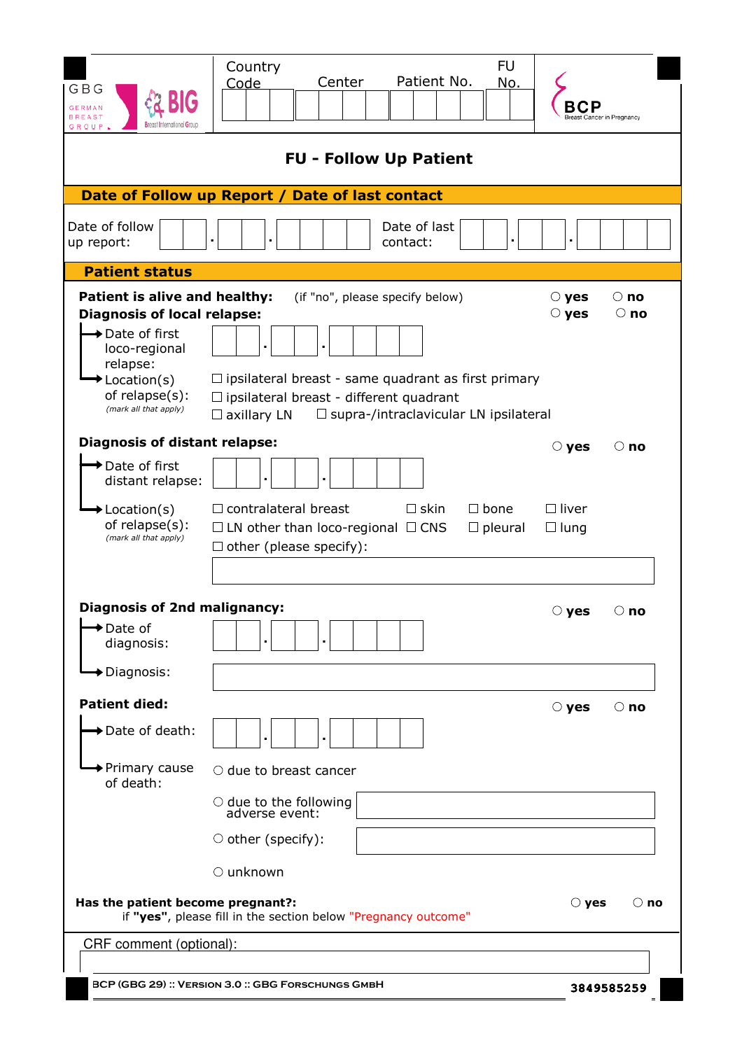GBG GERMAN BREAST GROUP | BIG Breast International Group | BCP Breast Cancer in Pregnancy

| Country Code | Center | Patient No. | FU No. |
|---|---|---|---|
| ☐☐☐ | ☐☐☐☐ | ☐☐☐☐ | ☐☐ |

# FU - Follow Up Patient

## Date of Follow up Report / Date of last contact

Date of follow up report: ☐☐.☐☐.☐☐☐☐  Date of last contact: ☐☐.☐☐.☐☐☐☐

## Patient status

**Patient is alive and healthy:** (if "no", please specify below) ○ **yes** ○ **no**

**Diagnosis of local relapse:** ○ **yes** ○ **no**

- Date of first loco-regional relapse: ☐☐.☐☐.☐☐☐☐
- Location(s) of relapse(s): *(mark all that apply)*
  - ☐ ipsilateral breast - same quadrant as first primary
  - ☐ ipsilateral breast - different quadrant
  - ☐ axillary LN
  - ☐ supra-/intraclavicular LN ipsilateral

**Diagnosis of distant relapse:** ○ **yes** ○ **no**

- Date of first distant relapse: ☐☐.☐☐.☐☐☐☐
- Location(s) of relapse(s): *(mark all that apply)*
  - ☐ contralateral breast ☐ skin ☐ bone ☐ liver
  - ☐ LN other than loco-regional ☐ CNS ☐ pleural ☐ lung
  - ☐ other (please specify): ____________________

**Diagnosis of 2nd malignancy:** ○ **yes** ○ **no**

- Date of diagnosis: ☐☐.☐☐.☐☐☐☐
- Diagnosis: ____________________

**Patient died:** ○ **yes** ○ **no**

- Date of death: ☐☐.☐☐.☐☐☐☐
- Primary cause of death:
  - ○ due to breast cancer
  - ○ due to the following adverse event: ____________________
  - ○ other (specify): ____________________
  - ○ unknown

**Has the patient become pregnant?:** ○ **yes** ○ **no**
if **"yes"**, please fill in the section below "Pregnancy outcome"

CRF comment (optional): ____________________

BCP (GBG 29) :: Version 3.0 :: GBG Forschungs GmbH

3849585259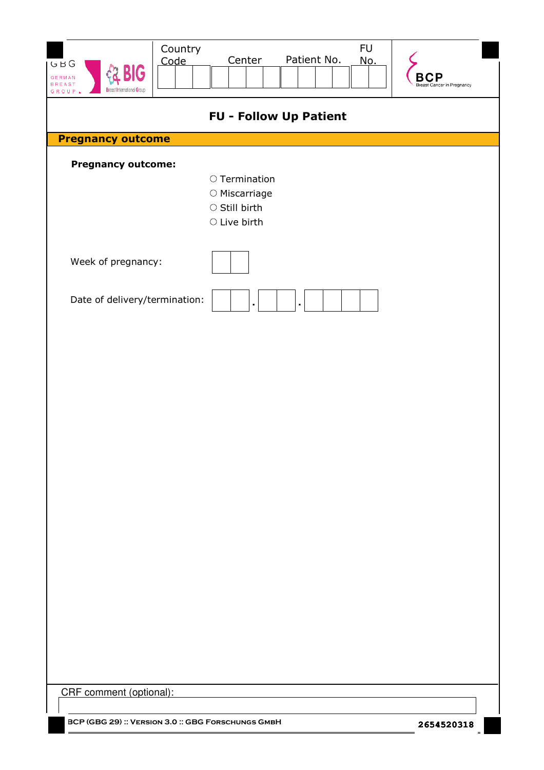| Country Code | Center | Patient No. | FU No. |
| --- | --- | --- | --- |
| | | | |

# FU - Follow Up Patient

## Pregnancy outcome

**Pregnancy outcome:**

- ○ Termination
- ○ Miscarriage
- ○ Still birth
- ○ Live birth

Week of pregnancy: ☐☐

Date of delivery/termination: ☐☐.☐☐.☐☐☐☐

CRF comment (optional):

BCP (GBG 29) :: Version 3.0 :: GBG Forschungs GmbH

2654520318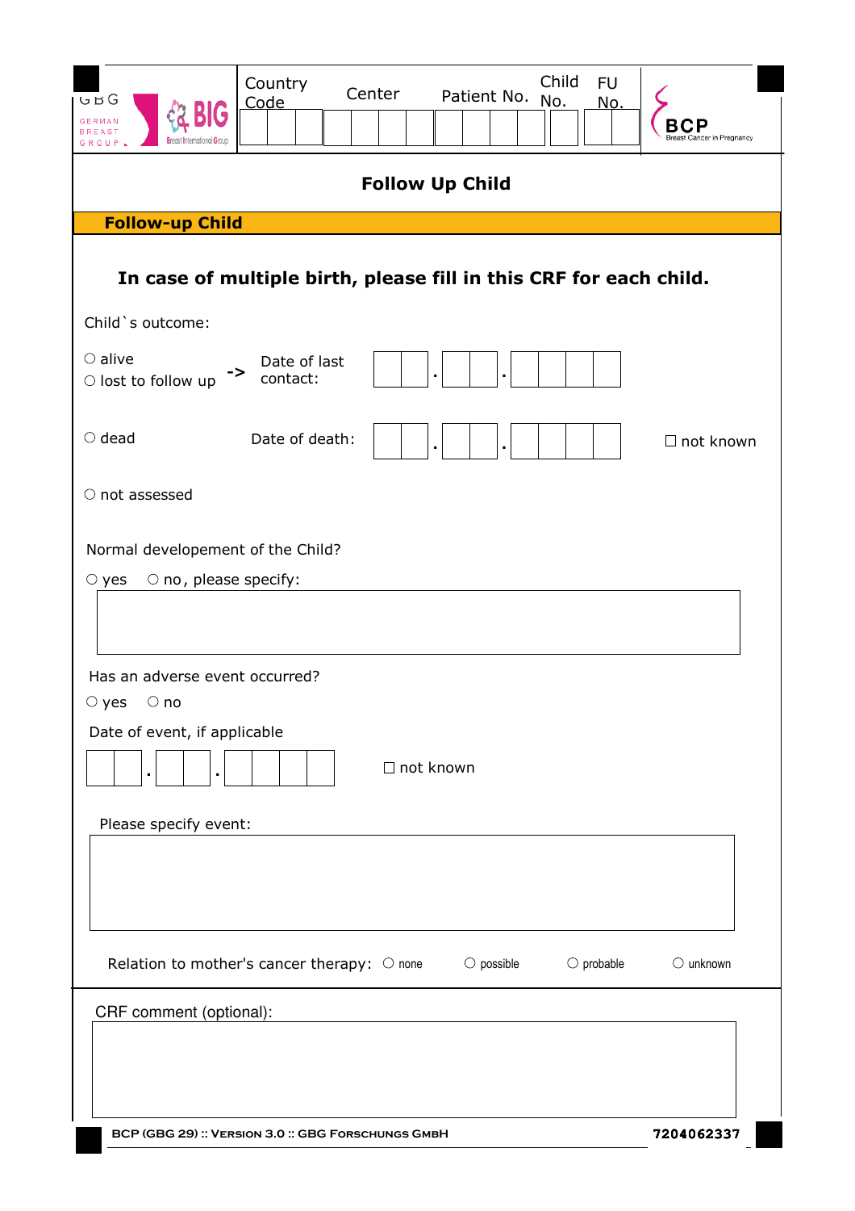| Country Code | Center | Patient No. | Child No. | FU No. |
|---|---|---|---|---|
| | | | | |

# Follow Up Child

## Follow-up Child

**In case of multiple birth, please fill in this CRF for each child.**

Child`s outcome:

○ alive
○ lost to follow up -> Date of last contact: __ __ . __ __ . __ __ __ __

○ dead Date of death: __ __ . __ __ . __ __ __ __ ☐ not known

○ not assessed

Normal developement of the Child?

○ yes ○ no, please specify:

Has an adverse event occurred?

○ yes ○ no

Date of event, if applicable

__ __ . __ __ . __ __ __ __ ☐ not known

Please specify event:

Relation to mother's cancer therapy: ○ none ○ possible ○ probable ○ unknown

CRF comment (optional):

BCP (GBG 29) :: Version 3.0 :: GBG Forschungs GmbH

7204062337